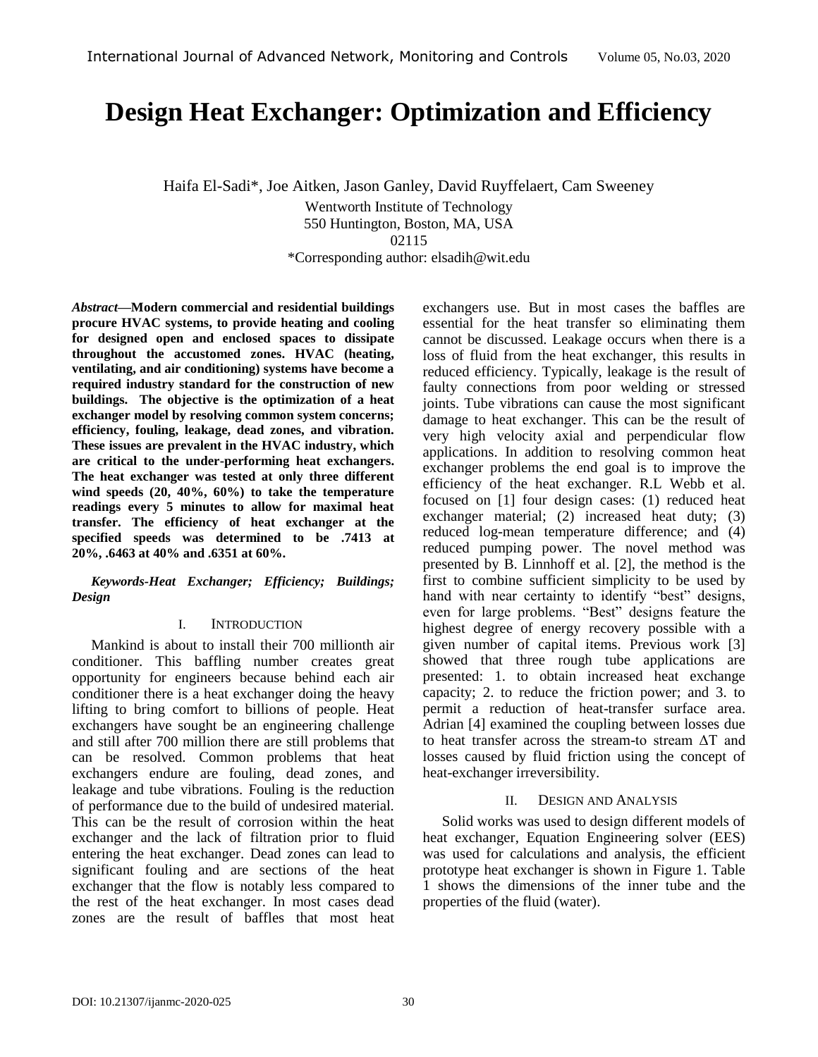# Design Heat Exchanger: Optimization and Efficiency

Haifa El-Sadi*, Joe Aitken, Jason Ganley, David Ruyffelaert, Cam Sweeney

Wentworth Institute of Technology
550 Huntington, Boston, MA, USA
02115
*Corresponding author: elsadih@wit.edu

***Abstract*—Modern commercial and residential buildings procure HVAC systems, to provide heating and cooling for designed open and enclosed spaces to dissipate throughout the accustomed zones. HVAC (heating, ventilating, and air conditioning) systems have become a required industry standard for the construction of new buildings. The objective is the optimization of a heat exchanger model by resolving common system concerns; efficiency, fouling, leakage, dead zones, and vibration. These issues are prevalent in the HVAC industry, which are critical to the under-performing heat exchangers. The heat exchanger was tested at only three different wind speeds (20, 40%, 60%) to take the temperature readings every 5 minutes to allow for maximal heat transfer. The efficiency of heat exchanger at the specified speeds was determined to be .7413 at 20%, .6463 at 40% and .6351 at 60%.**

***Keywords-Heat Exchanger; Efficiency; Buildings; Design***

## I. Introduction

Mankind is about to install their 700 millionth air conditioner. This baffling number creates great opportunity for engineers because behind each air conditioner there is a heat exchanger doing the heavy lifting to bring comfort to billions of people. Heat exchangers have sought be an engineering challenge and still after 700 million there are still problems that can be resolved. Common problems that heat exchangers endure are fouling, dead zones, and leakage and tube vibrations. Fouling is the reduction of performance due to the build of undesired material. This can be the result of corrosion within the heat exchanger and the lack of filtration prior to fluid entering the heat exchanger. Dead zones can lead to significant fouling and are sections of the heat exchanger that the flow is notably less compared to the rest of the heat exchanger. In most cases dead zones are the result of baffles that most heat exchangers use. But in most cases the baffles are essential for the heat transfer so eliminating them cannot be discussed. Leakage occurs when there is a loss of fluid from the heat exchanger, this results in reduced efficiency. Typically, leakage is the result of faulty connections from poor welding or stressed joints. Tube vibrations can cause the most significant damage to heat exchanger. This can be the result of very high velocity axial and perpendicular flow applications. In addition to resolving common heat exchanger problems the end goal is to improve the efficiency of the heat exchanger. R.L Webb et al. focused on [1] four design cases: (1) reduced heat exchanger material; (2) increased heat duty; (3) reduced log-mean temperature difference; and (4) reduced pumping power. The novel method was presented by B. Linnhoff et al. [2], the method is the first to combine sufficient simplicity to be used by hand with near certainty to identify "best" designs, even for large problems. "Best" designs feature the highest degree of energy recovery possible with a given number of capital items. Previous work [3] showed that three rough tube applications are presented: 1. to obtain increased heat exchange capacity; 2. to reduce the friction power; and 3. to permit a reduction of heat-transfer surface area. Adrian [4] examined the coupling between losses due to heat transfer across the stream-to stream $\Delta T$ and losses caused by fluid friction using the concept of heat-exchanger irreversibility.

## II. Design and Analysis

Solid works was used to design different models of heat exchanger, Equation Engineering solver (EES) was used for calculations and analysis, the efficient prototype heat exchanger is shown in Figure 1. Table 1 shows the dimensions of the inner tube and the properties of the fluid (water).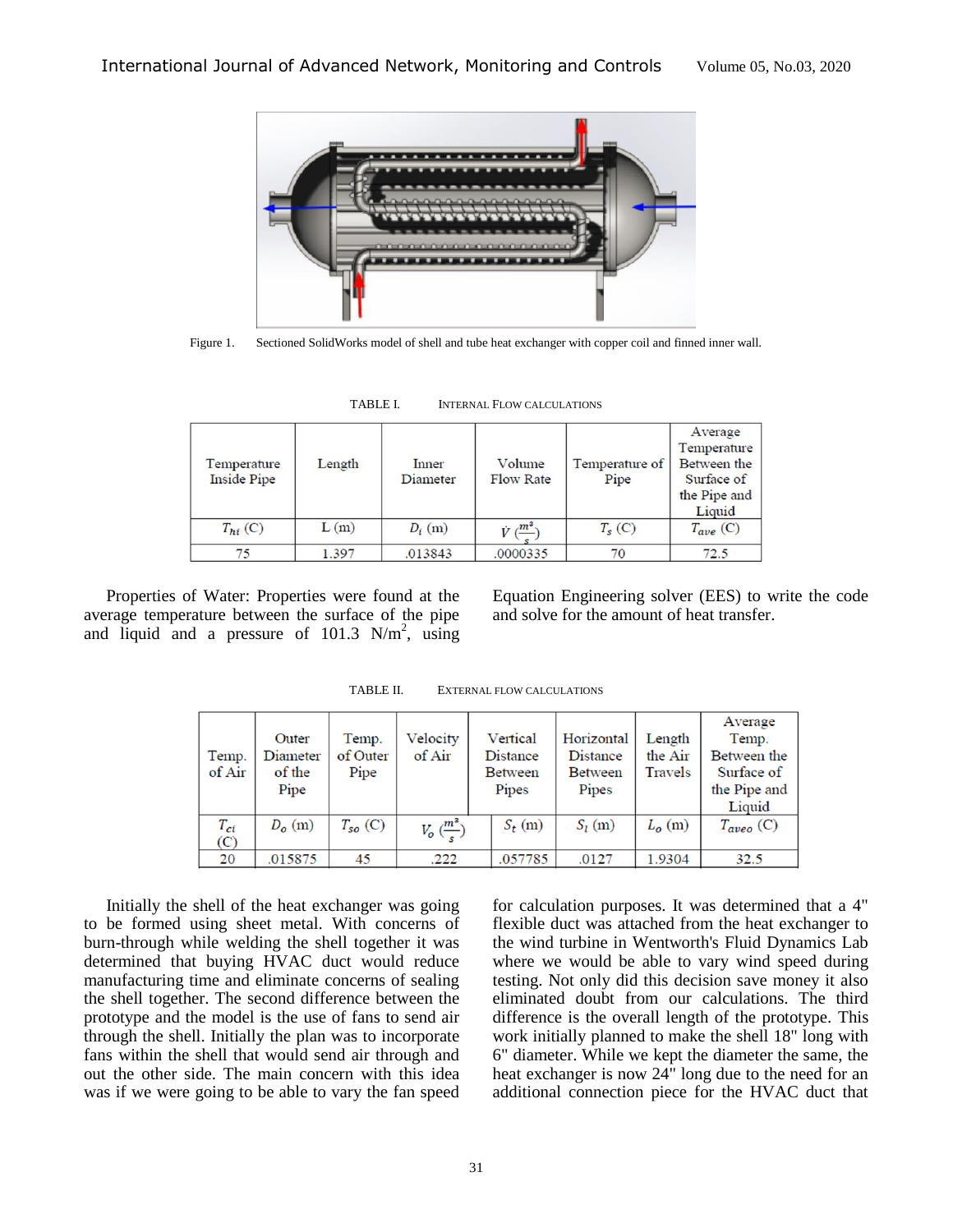Figure 1. Sectioned SolidWorks model of shell and tube heat exchanger with copper coil and finned inner wall.

TABLE I. INTERNAL FLOW CALCULATIONS

| Temperature Inside Pipe | Length | Inner Diameter | Volume Flow Rate | Temperature of Pipe | Average Temperature Between the Surface of the Pipe and Liquid |
|---|---|---|---|---|---|
| $T_{hi}$ (C) | L (m) | $D_i$ (m) | $\dot{V}$ ($\frac{m^3}{s}$) | $T_s$ (C) | $T_{ave}$ (C) |
| 75 | 1.397 | .013843 | .0000335 | 70 | 72.5 |

Properties of Water: Properties were found at the average temperature between the surface of the pipe and liquid and a pressure of 101.3 N/m$^2$, using Equation Engineering solver (EES) to write the code and solve for the amount of heat transfer.

TABLE II. EXTERNAL FLOW CALCULATIONS

| Temp. of Air | Outer Diameter of the Pipe | Temp. of Outer Pipe | Velocity of Air | Vertical Distance Between Pipes | Horizontal Distance Between Pipes | Length the Air Travels | Average Temp. Between the Surface of the Pipe and Liquid |
|---|---|---|---|---|---|---|---|
| $T_{ci}$ (C) | $D_o$ (m) | $T_{so}$ (C) | $V_o$ ($\frac{m^3}{s}$) | $S_t$ (m) | $S_l$ (m) | $L_o$ (m) | $T_{aveo}$ (C) |
| 20 | .015875 | 45 | .222 | .057785 | .0127 | 1.9304 | 32.5 |

Initially the shell of the heat exchanger was going to be formed using sheet metal. With concerns of burn-through while welding the shell together it was determined that buying HVAC duct would reduce manufacturing time and eliminate concerns of sealing the shell together. The second difference between the prototype and the model is the use of fans to send air through the shell. Initially the plan was to incorporate fans within the shell that would send air through and out the other side. The main concern with this idea was if we were going to be able to vary the fan speed for calculation purposes. It was determined that a 4" flexible duct was attached from the heat exchanger to the wind turbine in Wentworth's Fluid Dynamics Lab where we would be able to vary wind speed during testing. Not only did this decision save money it also eliminated doubt from our calculations. The third difference is the overall length of the prototype. This work initially planned to make the shell 18" long with 6" diameter. While we kept the diameter the same, the heat exchanger is now 24" long due to the need for an additional connection piece for the HVAC duct that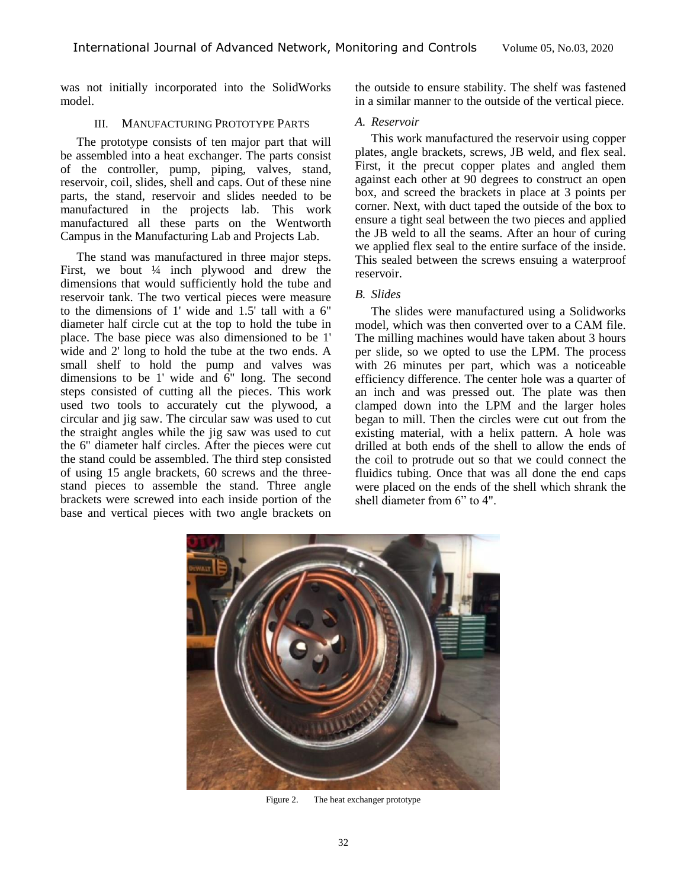was not initially incorporated into the SolidWorks model.

## III. Manufacturing Prototype Parts

The prototype consists of ten major part that will be assembled into a heat exchanger. The parts consist of the controller, pump, piping, valves, stand, reservoir, coil, slides, shell and caps. Out of these nine parts, the stand, reservoir and slides needed to be manufactured in the projects lab. This work manufactured all these parts on the Wentworth Campus in the Manufacturing Lab and Projects Lab.

The stand was manufactured in three major steps. First, we bout ¼ inch plywood and drew the dimensions that would sufficiently hold the tube and reservoir tank. The two vertical pieces were measure to the dimensions of 1' wide and 1.5' tall with a 6" diameter half circle cut at the top to hold the tube in place. The base piece was also dimensioned to be 1' wide and 2' long to hold the tube at the two ends. A small shelf to hold the pump and valves was dimensions to be 1' wide and 6" long. The second steps consisted of cutting all the pieces. This work used two tools to accurately cut the plywood, a circular and jig saw. The circular saw was used to cut the straight angles while the jig saw was used to cut the 6" diameter half circles. After the pieces were cut the stand could be assembled. The third step consisted of using 15 angle brackets, 60 screws and the three-stand pieces to assemble the stand. Three angle brackets were screwed into each inside portion of the base and vertical pieces with two angle brackets on the outside to ensure stability. The shelf was fastened in a similar manner to the outside of the vertical piece.

### *A. Reservoir*

This work manufactured the reservoir using copper plates, angle brackets, screws, JB weld, and flex seal. First, it the precut copper plates and angled them against each other at 90 degrees to construct an open box, and screed the brackets in place at 3 points per corner. Next, with duct taped the outside of the box to ensure a tight seal between the two pieces and applied the JB weld to all the seams. After an hour of curing we applied flex seal to the entire surface of the inside. This sealed between the screws ensuing a waterproof reservoir.

### *B. Slides*

The slides were manufactured using a Solidworks model, which was then converted over to a CAM file. The milling machines would have taken about 3 hours per slide, so we opted to use the LPM. The process with 26 minutes per part, which was a noticeable efficiency difference. The center hole was a quarter of an inch and was pressed out. The plate was then clamped down into the LPM and the larger holes began to mill. Then the circles were cut out from the existing material, with a helix pattern. A hole was drilled at both ends of the shell to allow the ends of the coil to protrude out so that we could connect the fluidics tubing. Once that was all done the end caps were placed on the ends of the shell which shrank the shell diameter from 6" to 4".

Figure 2. The heat exchanger prototype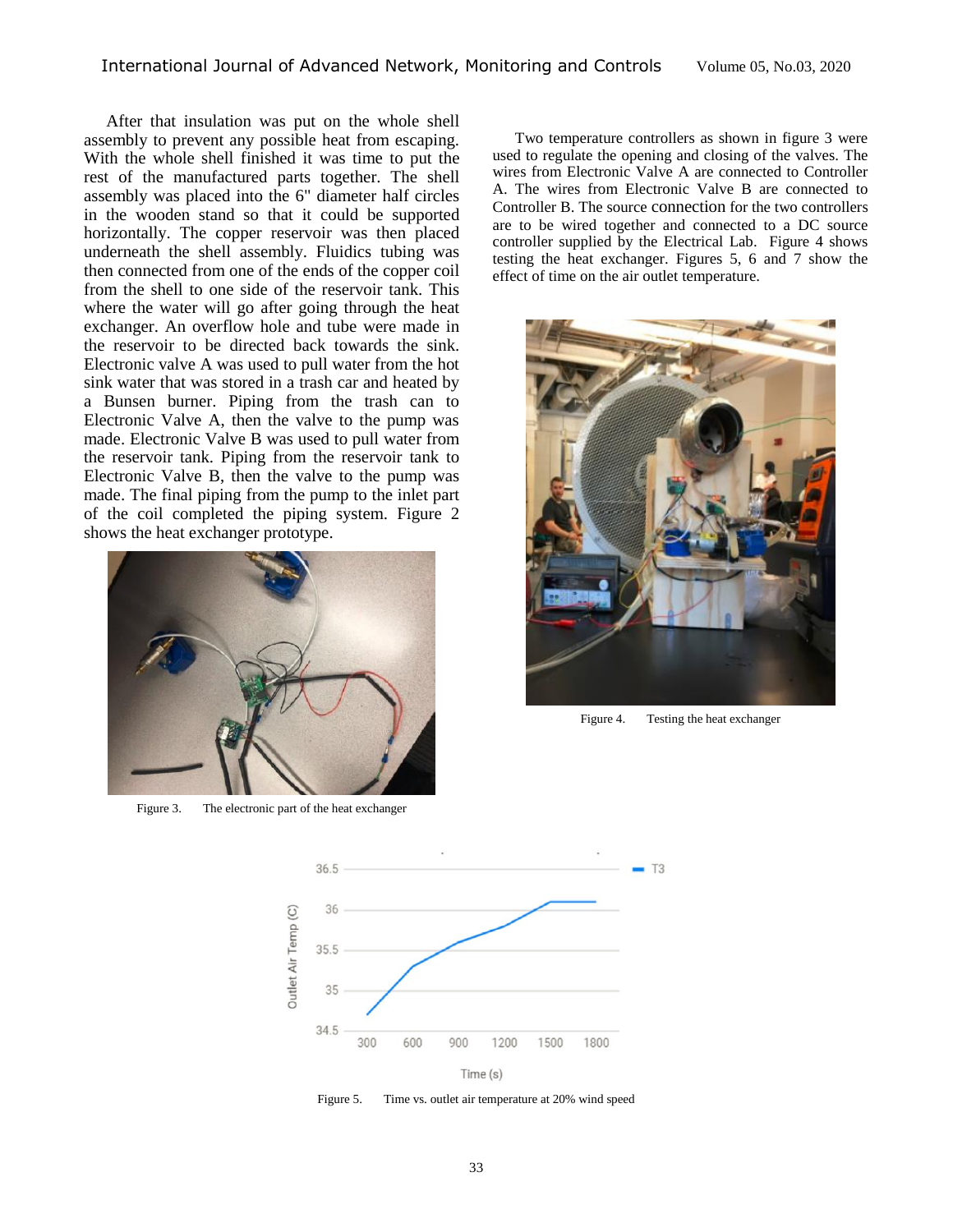After that insulation was put on the whole shell assembly to prevent any possible heat from escaping. With the whole shell finished it was time to put the rest of the manufactured parts together. The shell assembly was placed into the 6" diameter half circles in the wooden stand so that it could be supported horizontally. The copper reservoir was then placed underneath the shell assembly. Fluidics tubing was then connected from one of the ends of the copper coil from the shell to one side of the reservoir tank. This where the water will go after going through the heat exchanger. An overflow hole and tube were made in the reservoir to be directed back towards the sink. Electronic valve A was used to pull water from the hot sink water that was stored in a trash car and heated by a Bunsen burner. Piping from the trash can to Electronic Valve A, then the valve to the pump was made. Electronic Valve B was used to pull water from the reservoir tank. Piping from the reservoir tank to Electronic Valve B, then the valve to the pump was made. The final piping from the pump to the inlet part of the coil completed the piping system. Figure 2 shows the heat exchanger prototype.

Figure 3. The electronic part of the heat exchanger

Two temperature controllers as shown in figure 3 were used to regulate the opening and closing of the valves. The wires from Electronic Valve A are connected to Controller A. The wires from Electronic Valve B are connected to Controller B. The source connection for the two controllers are to be wired together and connected to a DC source controller supplied by the Electrical Lab. Figure 4 shows testing the heat exchanger. Figures 5, 6 and 7 show the effect of time on the air outlet temperature.

Figure 4. Testing the heat exchanger

Figure 5. Time vs. outlet air temperature at 20% wind speed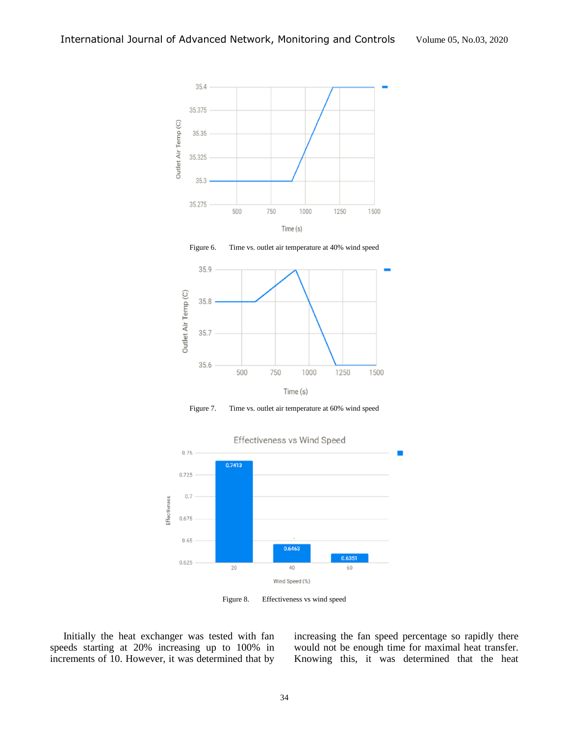Figure 6. Time vs. outlet air temperature at 40% wind speed

Figure 7. Time vs. outlet air temperature at 60% wind speed

Figure 8. Effectiveness vs wind speed

Initially the heat exchanger was tested with fan speeds starting at 20% increasing up to 100% in increments of 10. However, it was determined that by increasing the fan speed percentage so rapidly there would not be enough time for maximal heat transfer. Knowing this, it was determined that the heat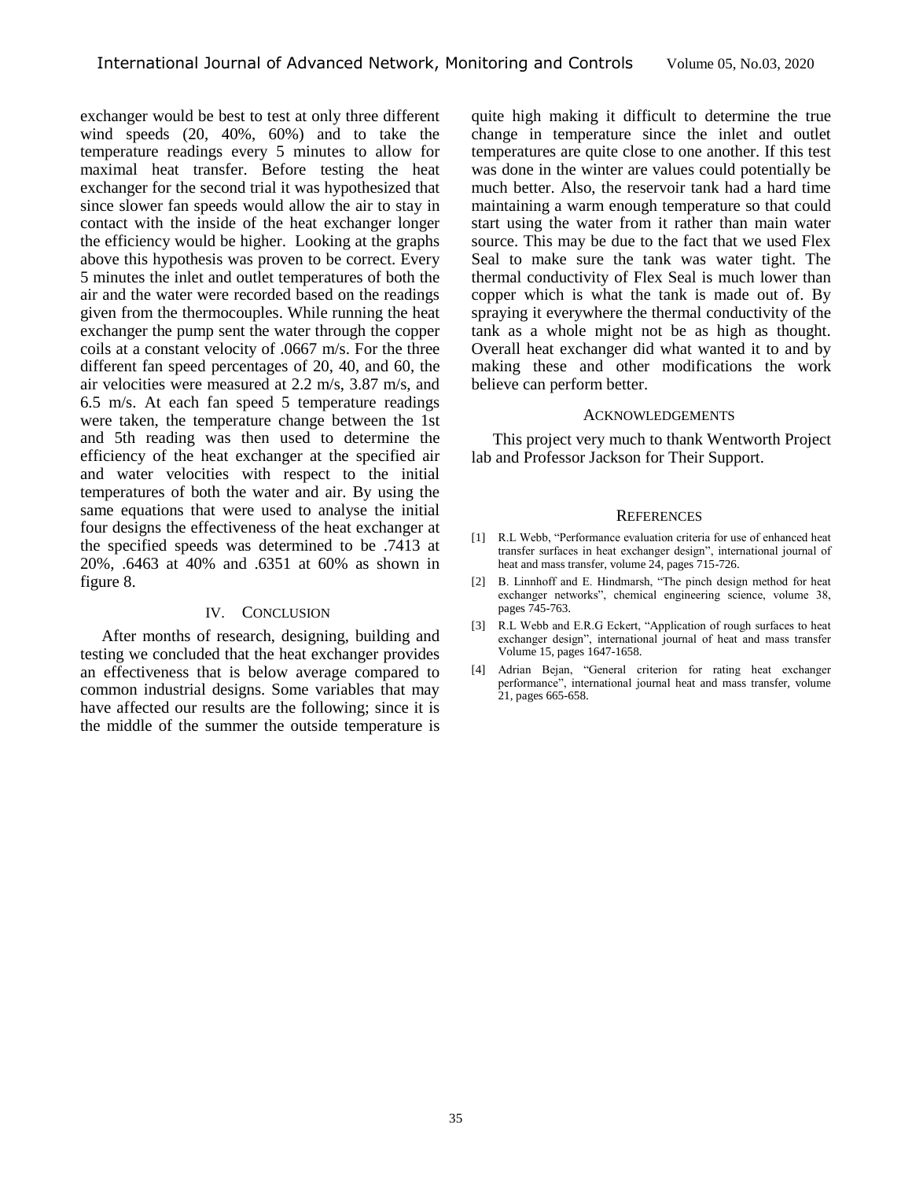exchanger would be best to test at only three different wind speeds (20, 40%, 60%) and to take the temperature readings every 5 minutes to allow for maximal heat transfer. Before testing the heat exchanger for the second trial it was hypothesized that since slower fan speeds would allow the air to stay in contact with the inside of the heat exchanger longer the efficiency would be higher. Looking at the graphs above this hypothesis was proven to be correct. Every 5 minutes the inlet and outlet temperatures of both the air and the water were recorded based on the readings given from the thermocouples. While running the heat exchanger the pump sent the water through the copper coils at a constant velocity of .0667 m/s. For the three different fan speed percentages of 20, 40, and 60, the air velocities were measured at 2.2 m/s, 3.87 m/s, and 6.5 m/s. At each fan speed 5 temperature readings were taken, the temperature change between the 1st and 5th reading was then used to determine the efficiency of the heat exchanger at the specified air and water velocities with respect to the initial temperatures of both the water and air. By using the same equations that were used to analyse the initial four designs the effectiveness of the heat exchanger at the specified speeds was determined to be .7413 at 20%, .6463 at 40% and .6351 at 60% as shown in figure 8.

## IV. Conclusion

After months of research, designing, building and testing we concluded that the heat exchanger provides an effectiveness that is below average compared to common industrial designs. Some variables that may have affected our results are the following; since it is the middle of the summer the outside temperature is quite high making it difficult to determine the true change in temperature since the inlet and outlet temperatures are quite close to one another. If this test was done in the winter are values could potentially be much better. Also, the reservoir tank had a hard time maintaining a warm enough temperature so that could start using the water from it rather than main water source. This may be due to the fact that we used Flex Seal to make sure the tank was water tight. The thermal conductivity of Flex Seal is much lower than copper which is what the tank is made out of. By spraying it everywhere the thermal conductivity of the tank as a whole might not be as high as thought. Overall heat exchanger did what wanted it to and by making these and other modifications the work believe can perform better.

## Acknowledgements

This project very much to thank Wentworth Project lab and Professor Jackson for Their Support.

## References

[1] R.L Webb, "Performance evaluation criteria for use of enhanced heat transfer surfaces in heat exchanger design", international journal of heat and mass transfer, volume 24, pages 715-726.

[2] B. Linnhoff and E. Hindmarsh, "The pinch design method for heat exchanger networks", chemical engineering science, volume 38, pages 745-763.

[3] R.L Webb and E.R.G Eckert, "Application of rough surfaces to heat exchanger design", international journal of heat and mass transfer Volume 15, pages 1647-1658.

[4] Adrian Bejan, "General criterion for rating heat exchanger performance", international journal heat and mass transfer, volume 21, pages 665-658.